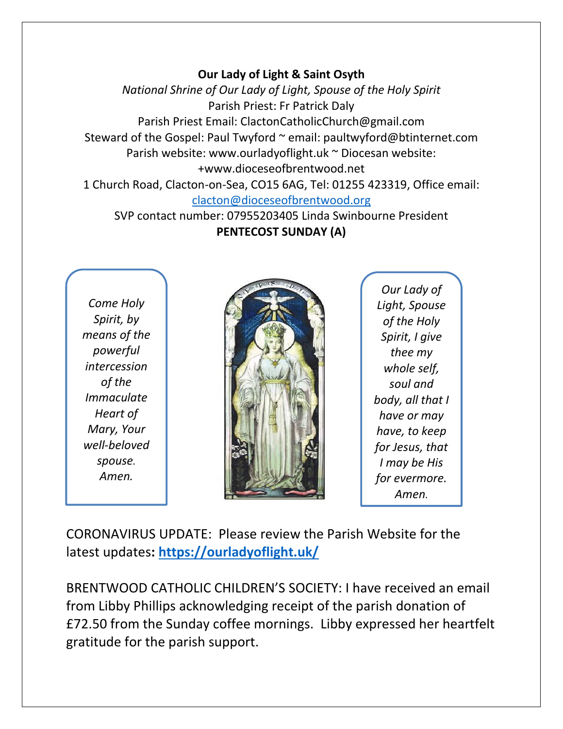**Our Lady of Light & Saint Osyth**

*National Shrine of Our Lady of Light, Spouse of the Holy Spirit*

Parish Priest: Fr Patrick Daly

Parish Priest Email: ClactonCatholicChurch@gmail.com

Steward of the Gospel: Paul Twyford ~ email: paultwyford@btinternet.com

Parish website: www.ourladyoflight.uk ~ Diocesan website: +www.dioceseofbrentwood.net

1 Church Road, Clacton-on-Sea, CO15 6AG, Tel: 01255 423319, Office email: [clacton@dioceseofbrentwood.org](mailto:clacton@dioceseofbrentwood.org)

SVP contact number: 07955203405 Linda Swinbourne President

**PENTECOST SUNDAY (A)**

*Come Holy Spirit, by means of the powerful intercession of the Immaculate Heart of Mary, Your well-beloved spouse. Amen.*

*Our Lady of Light, Spouse of the Holy Spirit, I give thee my whole self, soul and body, all that I have or may have, to keep for Jesus, that I may be His for evermore. Amen.*

CORONAVIRUS UPDATE: Please review the Parish Website for the latest updates**: [https://ourladyoflight.uk/](https://ourladyoflight.uk/)**

BRENTWOOD CATHOLIC CHILDREN'S SOCIETY: I have received an email from Libby Phillips acknowledging receipt of the parish donation of £72.50 from the Sunday coffee mornings. Libby expressed her heartfelt gratitude for the parish support.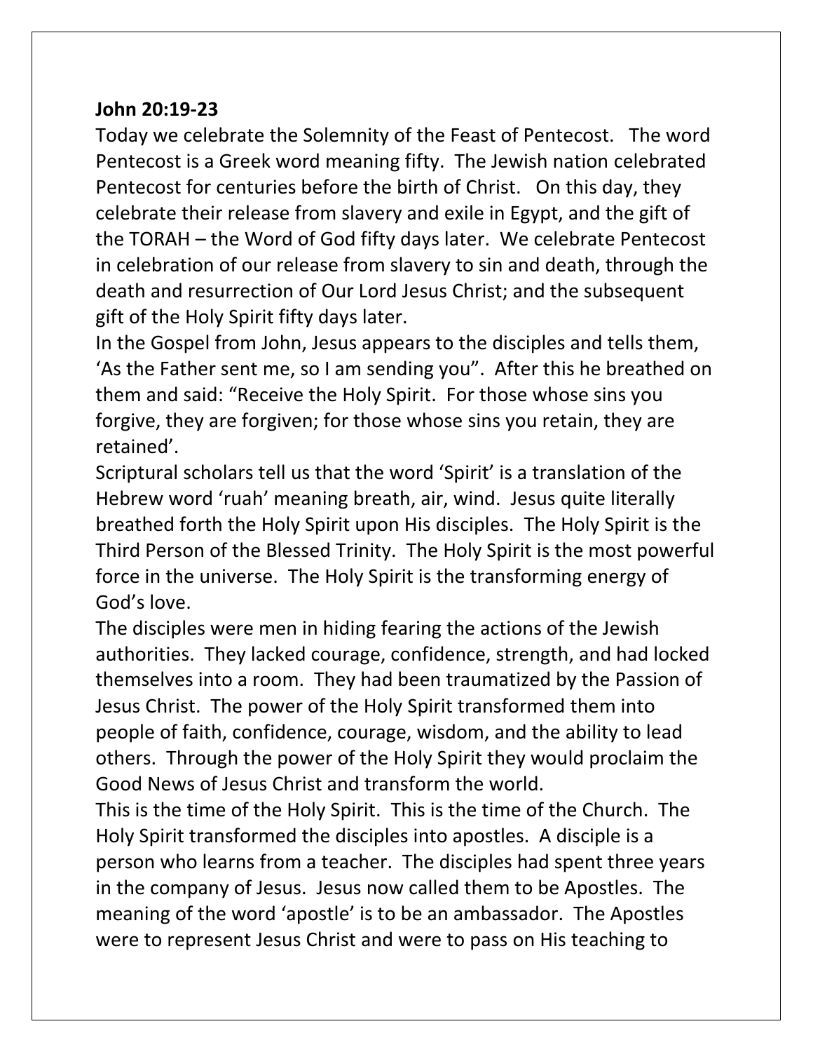**John 20:19-23**

Today we celebrate the Solemnity of the Feast of Pentecost. The word Pentecost is a Greek word meaning fifty. The Jewish nation celebrated Pentecost for centuries before the birth of Christ. On this day, they celebrate their release from slavery and exile in Egypt, and the gift of the TORAH – the Word of God fifty days later. We celebrate Pentecost in celebration of our release from slavery to sin and death, through the death and resurrection of Our Lord Jesus Christ; and the subsequent gift of the Holy Spirit fifty days later.

In the Gospel from John, Jesus appears to the disciples and tells them, 'As the Father sent me, so I am sending you". After this he breathed on them and said: "Receive the Holy Spirit. For those whose sins you forgive, they are forgiven; for those whose sins you retain, they are retained'.

Scriptural scholars tell us that the word 'Spirit' is a translation of the Hebrew word 'ruah' meaning breath, air, wind. Jesus quite literally breathed forth the Holy Spirit upon His disciples. The Holy Spirit is the Third Person of the Blessed Trinity. The Holy Spirit is the most powerful force in the universe. The Holy Spirit is the transforming energy of God's love.

The disciples were men in hiding fearing the actions of the Jewish authorities. They lacked courage, confidence, strength, and had locked themselves into a room. They had been traumatized by the Passion of Jesus Christ. The power of the Holy Spirit transformed them into people of faith, confidence, courage, wisdom, and the ability to lead others. Through the power of the Holy Spirit they would proclaim the Good News of Jesus Christ and transform the world.

This is the time of the Holy Spirit. This is the time of the Church. The Holy Spirit transformed the disciples into apostles. A disciple is a person who learns from a teacher. The disciples had spent three years in the company of Jesus. Jesus now called them to be Apostles. The meaning of the word 'apostle' is to be an ambassador. The Apostles were to represent Jesus Christ and were to pass on His teaching to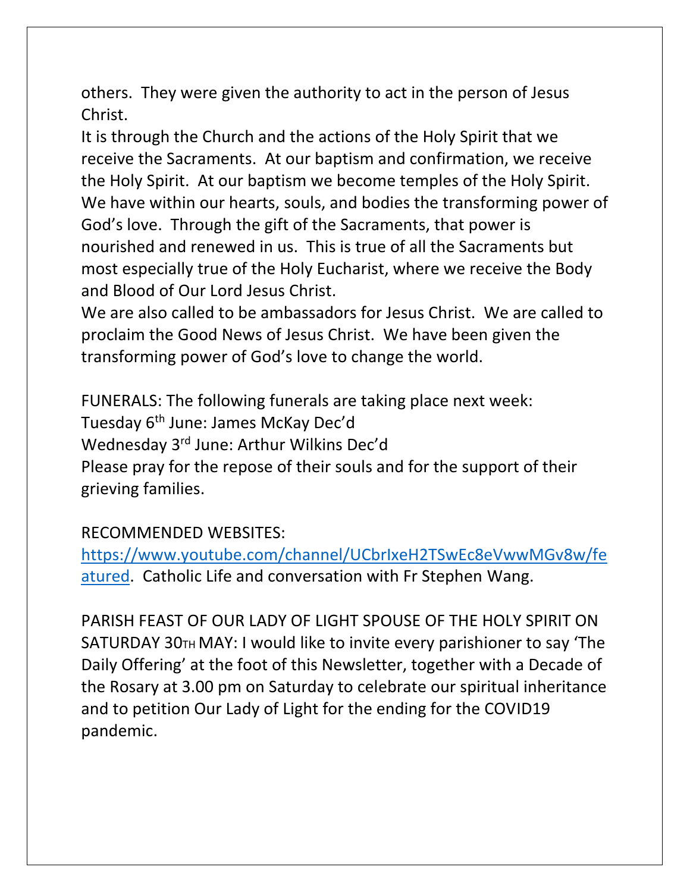others. They were given the authority to act in the person of Jesus Christ.

It is through the Church and the actions of the Holy Spirit that we receive the Sacraments. At our baptism and confirmation, we receive the Holy Spirit. At our baptism we become temples of the Holy Spirit. We have within our hearts, souls, and bodies the transforming power of God's love. Through the gift of the Sacraments, that power is nourished and renewed in us. This is true of all the Sacraments but most especially true of the Holy Eucharist, where we receive the Body and Blood of Our Lord Jesus Christ.

We are also called to be ambassadors for Jesus Christ. We are called to proclaim the Good News of Jesus Christ. We have been given the transforming power of God's love to change the world.

FUNERALS: The following funerals are taking place next week:
Tuesday 6th June: James McKay Dec'd
Wednesday 3rd June: Arthur Wilkins Dec'd
Please pray for the repose of their souls and for the support of their grieving families.

RECOMMENDED WEBSITES:
[https://www.youtube.com/channel/UCbrIxeH2TSwEc8eVwwMGv8w/featured](https://www.youtube.com/channel/UCbrIxeH2TSwEc8eVwwMGv8w/featured). Catholic Life and conversation with Fr Stephen Wang.

PARISH FEAST OF OUR LADY OF LIGHT SPOUSE OF THE HOLY SPIRIT ON SATURDAY 30TH MAY: I would like to invite every parishioner to say 'The Daily Offering' at the foot of this Newsletter, together with a Decade of the Rosary at 3.00 pm on Saturday to celebrate our spiritual inheritance and to petition Our Lady of Light for the ending for the COVID19 pandemic.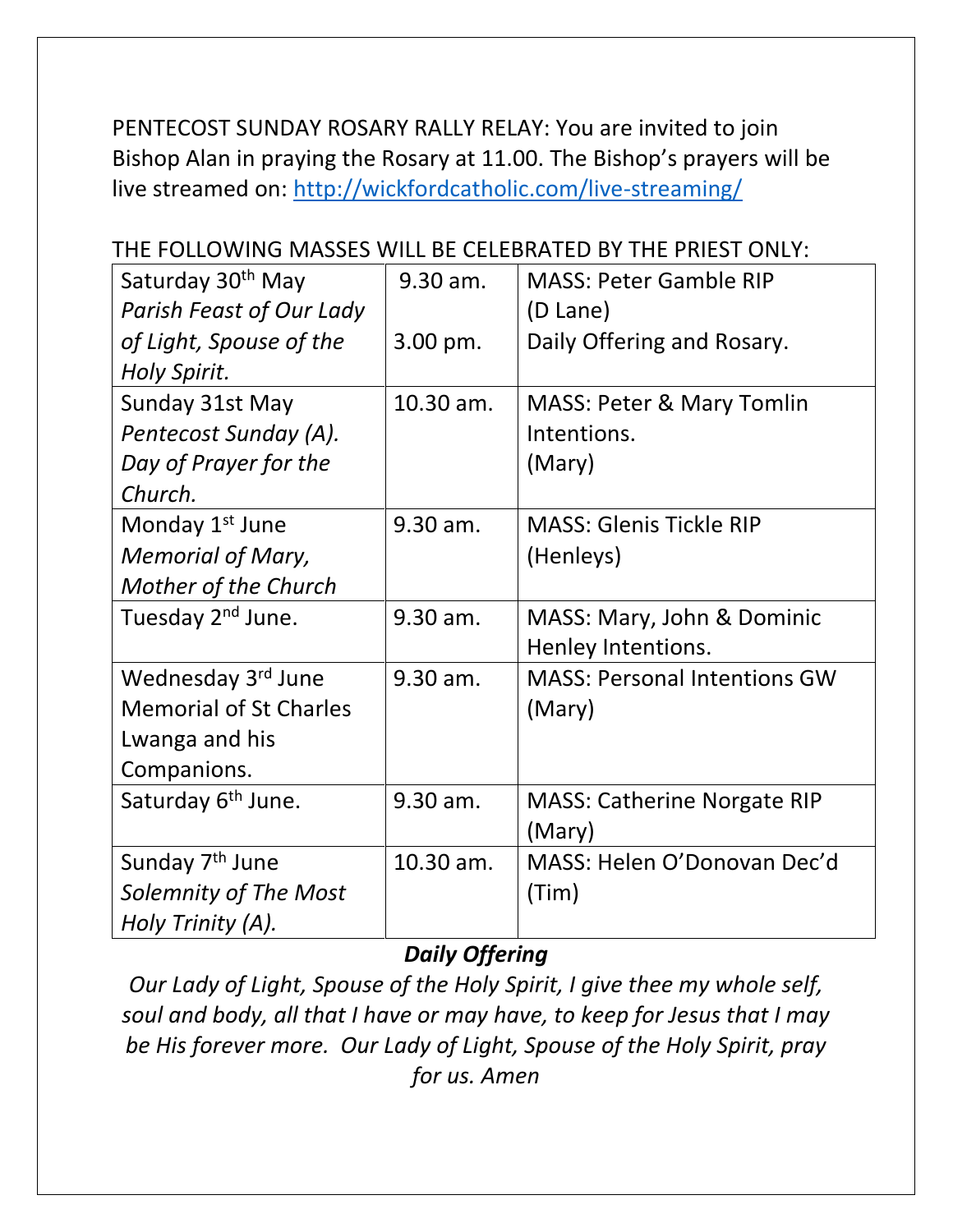PENTECOST SUNDAY ROSARY RALLY RELAY: You are invited to join Bishop Alan in praying the Rosary at 11.00. The Bishop's prayers will be live streamed on: http://wickfordcatholic.com/live-streaming/

THE FOLLOWING MASSES WILL BE CELEBRATED BY THE PRIEST ONLY:

| | | |
|---|---|---|
| Saturday 30th May *Parish Feast of Our Lady of Light, Spouse of the Holy Spirit.* | 9.30 am.<br><br>3.00 pm. | MASS: Peter Gamble RIP (D Lane)<br>Daily Offering and Rosary. |
| Sunday 31st May *Pentecost Sunday (A). Day of Prayer for the Church.* | 10.30 am. | MASS: Peter & Mary Tomlin Intentions. (Mary) |
| Monday 1st June *Memorial of Mary, Mother of the Church* | 9.30 am. | MASS: Glenis Tickle RIP (Henleys) |
| Tuesday 2nd June. | 9.30 am. | MASS: Mary, John & Dominic Henley Intentions. |
| Wednesday 3rd June Memorial of St Charles Lwanga and his Companions. | 9.30 am. | MASS: Personal Intentions GW (Mary) |
| Saturday 6th June. | 9.30 am. | MASS: Catherine Norgate RIP (Mary) |
| Sunday 7th June *Solemnity of The Most Holy Trinity (A).* | 10.30 am. | MASS: Helen O'Donovan Dec'd (Tim) |

***Daily Offering***

*Our Lady of Light, Spouse of the Holy Spirit, I give thee my whole self, soul and body, all that I have or may have, to keep for Jesus that I may be His forever more. Our Lady of Light, Spouse of the Holy Spirit, pray for us. Amen*